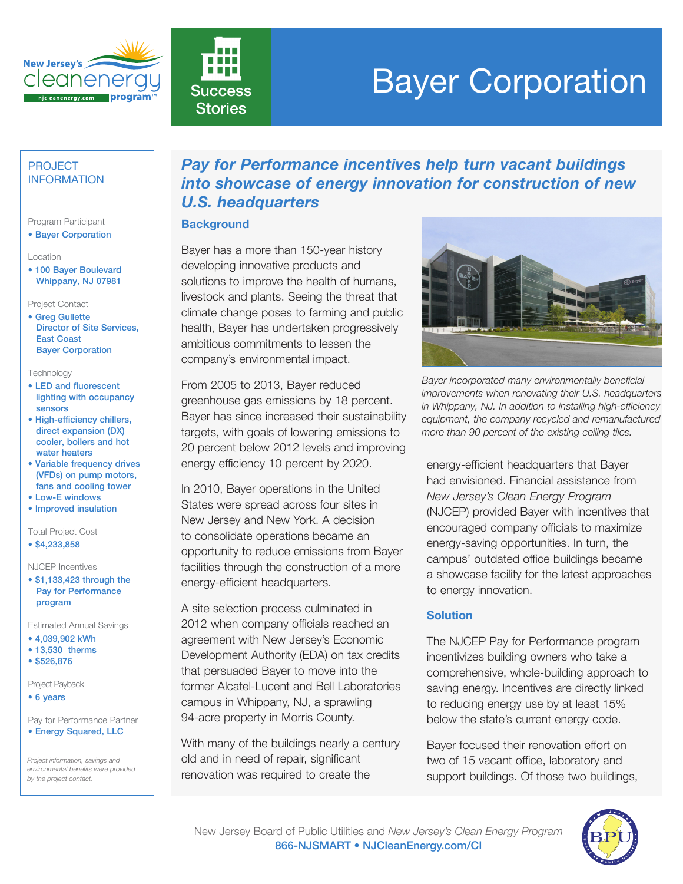# Bayer Corporation

Success Stories

## PROJECT INFORMATION

Program Participant

- Bayer Corporation

Location

- 100 Bayer Boulevard Whippany, NJ 07981

Project Contact

- Greg Gullette Director of Site Services, East Coast Bayer Corporation

Technology

- LED and fluorescent lighting with occupancy sensors
- High-efficiency chillers, direct expansion (DX) cooler, boilers and hot water heaters
- Variable frequency drives (VFDs) on pump motors, fans and cooling tower
- Low-E windows
- Improved insulation

Total Project Cost

- $4,233,858

NJCEP Incentives

- $1,133,423 through the Pay for Performance program

Estimated Annual Savings

- 4,039,902 kWh
- 13,530 therms
- $526,876

Project Payback

- 6 years

Pay for Performance Partner

- Energy Squared, LLC

*Project information, savings and environmental benefits were provided by the project contact.*

## *Pay for Performance incentives help turn vacant buildings into showcase of energy innovation for construction of new U.S. headquarters*

### Background

Bayer has a more than 150-year history developing innovative products and solutions to improve the health of humans, livestock and plants. Seeing the threat that climate change poses to farming and public health, Bayer has undertaken progressively ambitious commitments to lessen the company's environmental impact.

From 2005 to 2013, Bayer reduced greenhouse gas emissions by 18 percent. Bayer has since increased their sustainability targets, with goals of lowering emissions to 20 percent below 2012 levels and improving energy efficiency 10 percent by 2020.

In 2010, Bayer operations in the United States were spread across four sites in New Jersey and New York. A decision to consolidate operations became an opportunity to reduce emissions from Bayer facilities through the construction of a more energy-efficient headquarters.

A site selection process culminated in 2012 when company officials reached an agreement with New Jersey's Economic Development Authority (EDA) on tax credits that persuaded Bayer to move into the former Alcatel-Lucent and Bell Laboratories campus in Whippany, NJ, a sprawling 94-acre property in Morris County.

With many of the buildings nearly a century old and in need of repair, significant renovation was required to create the energy-efficient headquarters that Bayer had envisioned. Financial assistance from *New Jersey's Clean Energy Program* (NJCEP) provided Bayer with incentives that encouraged company officials to maximize energy-saving opportunities. In turn, the campus' outdated office buildings became a showcase facility for the latest approaches to energy innovation.

*Bayer incorporated many environmentally beneficial improvements when renovating their U.S. headquarters in Whippany, NJ. In addition to installing high-efficiency equipment, the company recycled and remanufactured more than 90 percent of the existing ceiling tiles.*

### Solution

The NJCEP Pay for Performance program incentivizes building owners who take a comprehensive, whole-building approach to saving energy. Incentives are directly linked to reducing energy use by at least 15% below the state's current energy code.

Bayer focused their renovation effort on two of 15 vacant office, laboratory and support buildings. Of those two buildings,

New Jersey Board of Public Utilities and *New Jersey's Clean Energy Program*
866-NJSMART • NJCleanEnergy.com/CI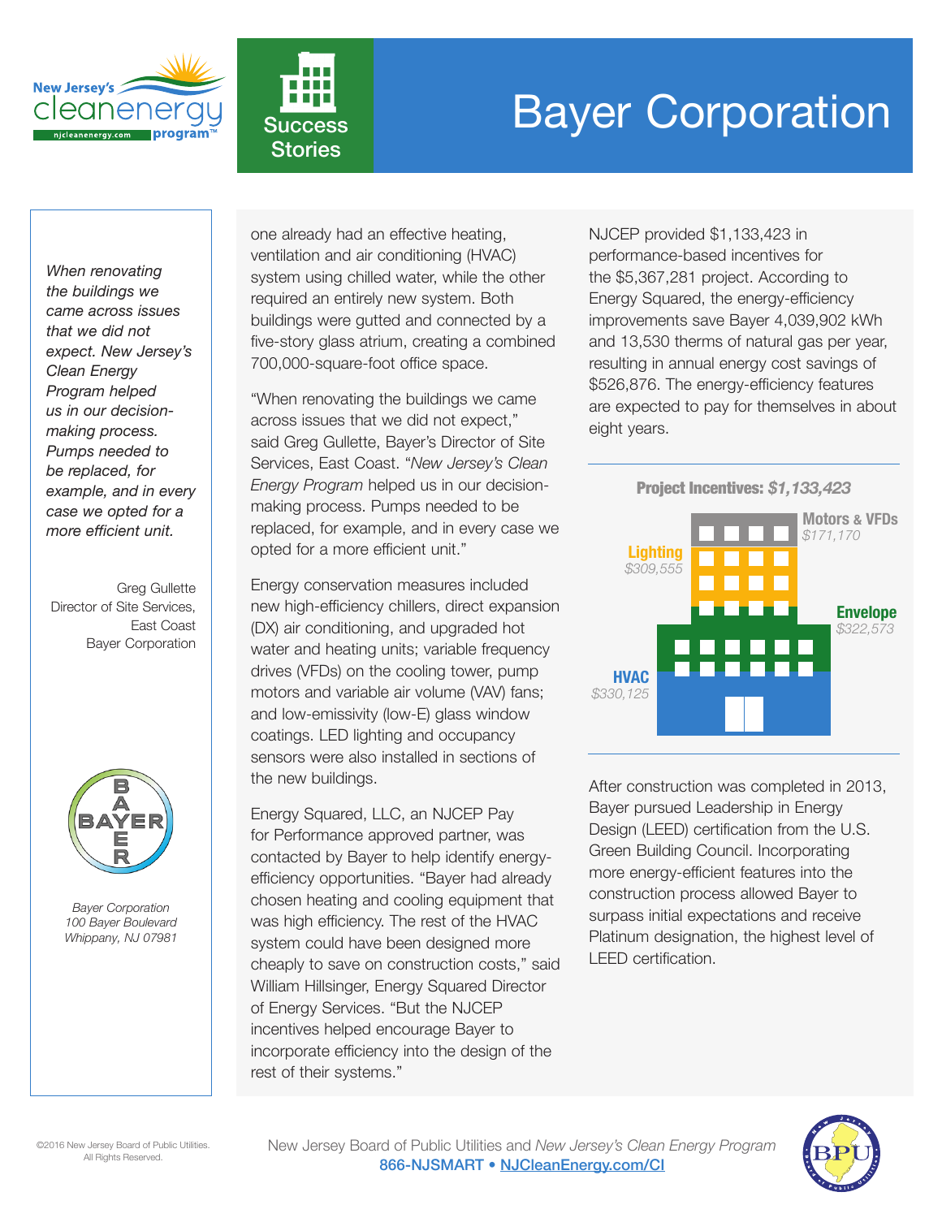# Bayer Corporation

Success Stories

*When renovating the buildings we came across issues that we did not expect. New Jersey's Clean Energy Program helped us in our decision-making process. Pumps needed to be replaced, for example, and in every case we opted for a more efficient unit.*

Greg Gullette
Director of Site Services, East Coast
Bayer Corporation

*Bayer Corporation*
*100 Bayer Boulevard*
*Whippany, NJ 07981*

one already had an effective heating, ventilation and air conditioning (HVAC) system using chilled water, while the other required an entirely new system. Both buildings were gutted and connected by a five-story glass atrium, creating a combined 700,000-square-foot office space.

"When renovating the buildings we came across issues that we did not expect," said Greg Gullette, Bayer's Director of Site Services, East Coast. "*New Jersey's Clean Energy Program* helped us in our decision-making process. Pumps needed to be replaced, for example, and in every case we opted for a more efficient unit."

Energy conservation measures included new high-efficiency chillers, direct expansion (DX) air conditioning, and upgraded hot water and heating units; variable frequency drives (VFDs) on the cooling tower, pump motors and variable air volume (VAV) fans; and low-emissivity (low-E) glass window coatings. LED lighting and occupancy sensors were also installed in sections of the new buildings.

Energy Squared, LLC, an NJCEP Pay for Performance approved partner, was contacted by Bayer to help identify energy-efficiency opportunities. "Bayer had already chosen heating and cooling equipment that was high efficiency. The rest of the HVAC system could have been designed more cheaply to save on construction costs," said William Hillsinger, Energy Squared Director of Energy Services. "But the NJCEP incentives helped encourage Bayer to incorporate efficiency into the design of the rest of their systems."

NJCEP provided $1,133,423 in performance-based incentives for the $5,367,281 project. According to Energy Squared, the energy-efficiency improvements save Bayer 4,039,902 kWh and 13,530 therms of natural gas per year, resulting in annual energy cost savings of $526,876. The energy-efficiency features are expected to pay for themselves in about eight years.

**Project Incentives: *$1,133,423***

Motors & VFDs
$171,170

Lighting
$309,555

Envelope
$322,573

HVAC
$330,125

After construction was completed in 2013, Bayer pursued Leadership in Energy Design (LEED) certification from the U.S. Green Building Council. Incorporating more energy-efficient features into the construction process allowed Bayer to surpass initial expectations and receive Platinum designation, the highest level of LEED certification.

©2016 New Jersey Board of Public Utilities. All Rights Reserved.

New Jersey Board of Public Utilities and *New Jersey's Clean Energy Program*
**866-NJSMART • NJCleanEnergy.com/CI**